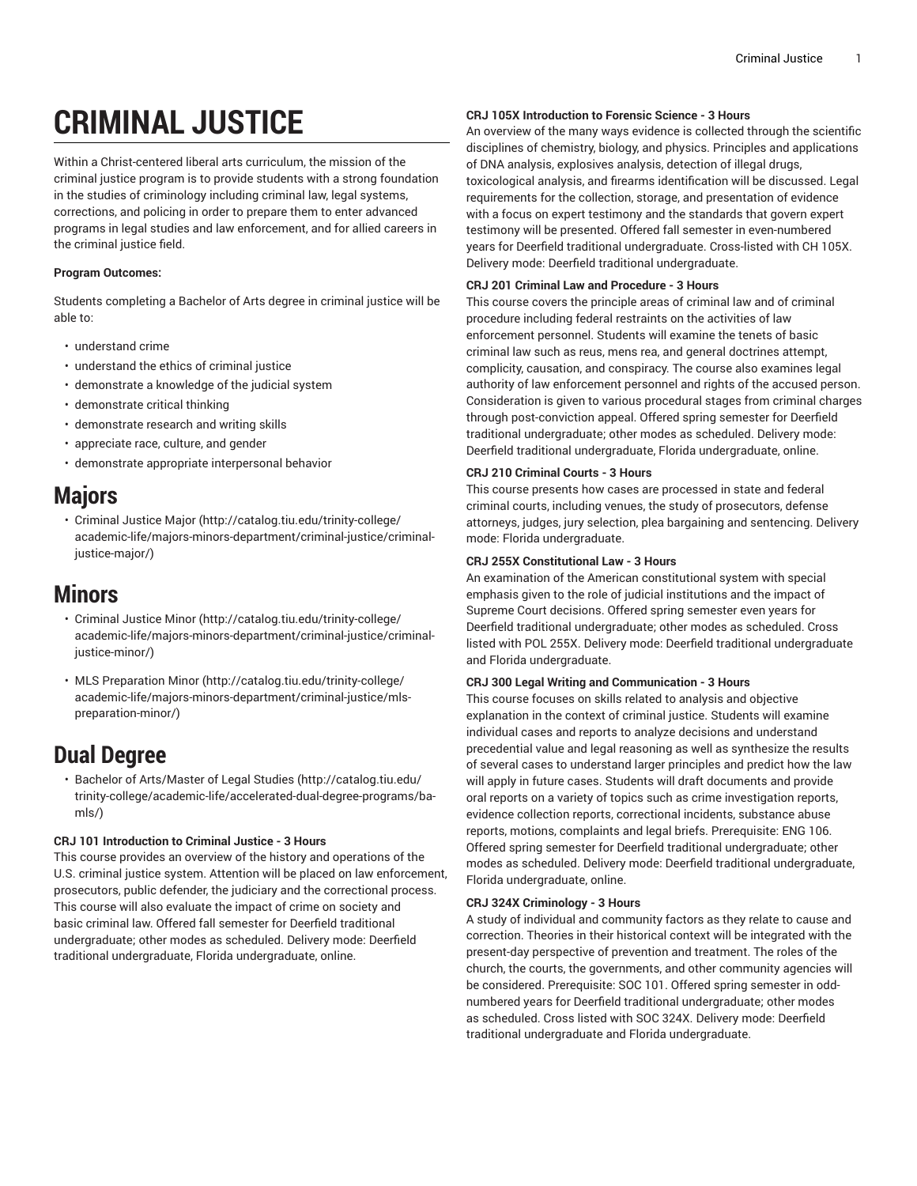# CRIMINAL JUSTICE

Within a Christ-centered liberal arts curriculum, the mission of the criminal justice program is to provide students with a strong foundation in the studies of criminology including criminal law, legal systems, corrections, and policing in order to prepare them to enter advanced programs in legal studies and law enforcement, and for allied careers in the criminal justice field.

**Program Outcomes:**

Students completing a Bachelor of Arts degree in criminal justice will be able to:

- understand crime
- understand the ethics of criminal justice
- demonstrate a knowledge of the judicial system
- demonstrate critical thinking
- demonstrate research and writing skills
- appreciate race, culture, and gender
- demonstrate appropriate interpersonal behavior

## Majors

- Criminal Justice Major (http://catalog.tiu.edu/trinity-college/academic-life/majors-minors-department/criminal-justice/criminal-justice-major/)

## Minors

- Criminal Justice Minor (http://catalog.tiu.edu/trinity-college/academic-life/majors-minors-department/criminal-justice/criminal-justice-minor/)
- MLS Preparation Minor (http://catalog.tiu.edu/trinity-college/academic-life/majors-minors-department/criminal-justice/mls-preparation-minor/)

## Dual Degree

- Bachelor of Arts/Master of Legal Studies (http://catalog.tiu.edu/trinity-college/academic-life/accelerated-dual-degree-programs/ba-mls/)

**CRJ 101 Introduction to Criminal Justice - 3 Hours**
This course provides an overview of the history and operations of the U.S. criminal justice system. Attention will be placed on law enforcement, prosecutors, public defender, the judiciary and the correctional process. This course will also evaluate the impact of crime on society and basic criminal law. Offered fall semester for Deerfield traditional undergraduate; other modes as scheduled. Delivery mode: Deerfield traditional undergraduate, Florida undergraduate, online.

**CRJ 105X Introduction to Forensic Science - 3 Hours**
An overview of the many ways evidence is collected through the scientific disciplines of chemistry, biology, and physics. Principles and applications of DNA analysis, explosives analysis, detection of illegal drugs, toxicological analysis, and firearms identification will be discussed. Legal requirements for the collection, storage, and presentation of evidence with a focus on expert testimony and the standards that govern expert testimony will be presented. Offered fall semester in even-numbered years for Deerfield traditional undergraduate. Cross-listed with CH 105X. Delivery mode: Deerfield traditional undergraduate.

**CRJ 201 Criminal Law and Procedure - 3 Hours**
This course covers the principle areas of criminal law and of criminal procedure including federal restraints on the activities of law enforcement personnel. Students will examine the tenets of basic criminal law such as reus, mens rea, and general doctrines attempt, complicity, causation, and conspiracy. The course also examines legal authority of law enforcement personnel and rights of the accused person. Consideration is given to various procedural stages from criminal charges through post-conviction appeal. Offered spring semester for Deerfield traditional undergraduate; other modes as scheduled. Delivery mode: Deerfield traditional undergraduate, Florida undergraduate, online.

**CRJ 210 Criminal Courts - 3 Hours**
This course presents how cases are processed in state and federal criminal courts, including venues, the study of prosecutors, defense attorneys, judges, jury selection, plea bargaining and sentencing. Delivery mode: Florida undergraduate.

**CRJ 255X Constitutional Law - 3 Hours**
An examination of the American constitutional system with special emphasis given to the role of judicial institutions and the impact of Supreme Court decisions. Offered spring semester even years for Deerfield traditional undergraduate; other modes as scheduled. Cross listed with POL 255X. Delivery mode: Deerfield traditional undergraduate and Florida undergraduate.

**CRJ 300 Legal Writing and Communication - 3 Hours**
This course focuses on skills related to analysis and objective explanation in the context of criminal justice. Students will examine individual cases and reports to analyze decisions and understand precedential value and legal reasoning as well as synthesize the results of several cases to understand larger principles and predict how the law will apply in future cases. Students will draft documents and provide oral reports on a variety of topics such as crime investigation reports, evidence collection reports, correctional incidents, substance abuse reports, motions, complaints and legal briefs. Prerequisite: ENG 106. Offered spring semester for Deerfield traditional undergraduate; other modes as scheduled. Delivery mode: Deerfield traditional undergraduate, Florida undergraduate, online.

**CRJ 324X Criminology - 3 Hours**
A study of individual and community factors as they relate to cause and correction. Theories in their historical context will be integrated with the present-day perspective of prevention and treatment. The roles of the church, the courts, the governments, and other community agencies will be considered. Prerequisite: SOC 101. Offered spring semester in odd-numbered years for Deerfield traditional undergraduate; other modes as scheduled. Cross listed with SOC 324X. Delivery mode: Deerfield traditional undergraduate and Florida undergraduate.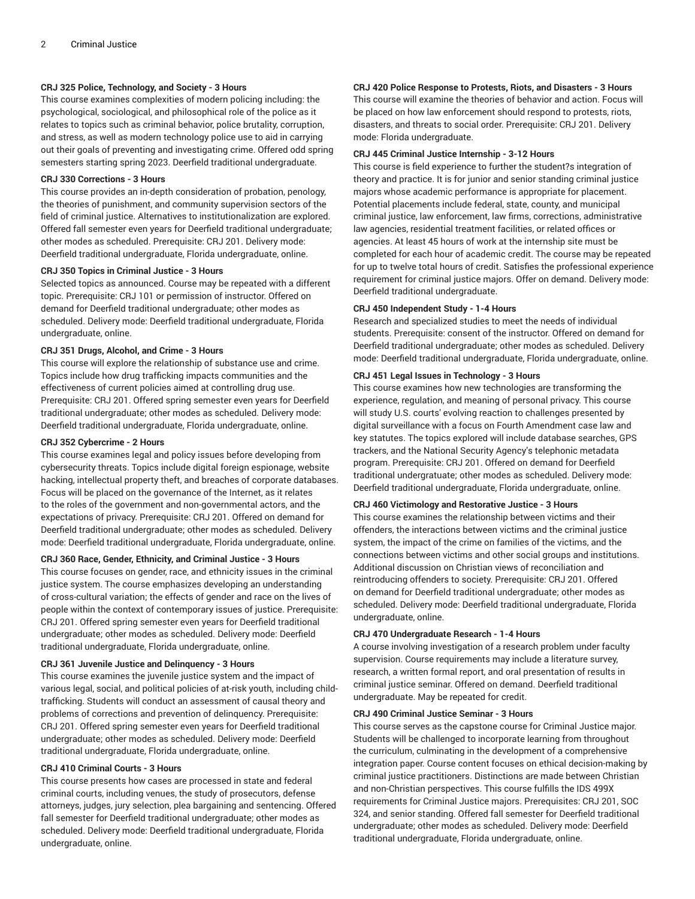**CRJ 325 Police, Technology, and Society - 3 Hours**

This course examines complexities of modern policing including: the psychological, sociological, and philosophical role of the police as it relates to topics such as criminal behavior, police brutality, corruption, and stress, as well as modern technology police use to aid in carrying out their goals of preventing and investigating crime. Offered odd spring semesters starting spring 2023. Deerfield traditional undergraduate.

**CRJ 330 Corrections - 3 Hours**

This course provides an in-depth consideration of probation, penology, the theories of punishment, and community supervision sectors of the field of criminal justice. Alternatives to institutionalization are explored. Offered fall semester even years for Deerfield traditional undergraduate; other modes as scheduled. Prerequisite: CRJ 201. Delivery mode: Deerfield traditional undergraduate, Florida undergraduate, online.

**CRJ 350 Topics in Criminal Justice - 3 Hours**

Selected topics as announced. Course may be repeated with a different topic. Prerequisite: CRJ 101 or permission of instructor. Offered on demand for Deerfield traditional undergraduate; other modes as scheduled. Delivery mode: Deerfield traditional undergraduate, Florida undergraduate, online.

**CRJ 351 Drugs, Alcohol, and Crime - 3 Hours**

This course will explore the relationship of substance use and crime. Topics include how drug trafficking impacts communities and the effectiveness of current policies aimed at controlling drug use. Prerequisite: CRJ 201. Offered spring semester even years for Deerfield traditional undergraduate; other modes as scheduled. Delivery mode: Deerfield traditional undergraduate, Florida undergraduate, online.

**CRJ 352 Cybercrime - 2 Hours**

This course examines legal and policy issues before developing from cybersecurity threats. Topics include digital foreign espionage, website hacking, intellectual property theft, and breaches of corporate databases. Focus will be placed on the governance of the Internet, as it relates to the roles of the government and non-governmental actors, and the expectations of privacy. Prerequisite: CRJ 201. Offered on demand for Deerfield traditional undergraduate; other modes as scheduled. Delivery mode: Deerfield traditional undergraduate, Florida undergraduate, online.

**CRJ 360 Race, Gender, Ethnicity, and Criminal Justice - 3 Hours**

This course focuses on gender, race, and ethnicity issues in the criminal justice system. The course emphasizes developing an understanding of cross-cultural variation; the effects of gender and race on the lives of people within the context of contemporary issues of justice. Prerequisite: CRJ 201. Offered spring semester even years for Deerfield traditional undergraduate; other modes as scheduled. Delivery mode: Deerfield traditional undergraduate, Florida undergraduate, online.

**CRJ 361 Juvenile Justice and Delinquency - 3 Hours**

This course examines the juvenile justice system and the impact of various legal, social, and political policies of at-risk youth, including child-trafficking. Students will conduct an assessment of causal theory and problems of corrections and prevention of delinquency. Prerequisite: CRJ 201. Offered spring semester even years for Deerfield traditional undergraduate; other modes as scheduled. Delivery mode: Deerfield traditional undergraduate, Florida undergraduate, online.

**CRJ 410 Criminal Courts - 3 Hours**

This course presents how cases are processed in state and federal criminal courts, including venues, the study of prosecutors, defense attorneys, judges, jury selection, plea bargaining and sentencing. Offered fall semester for Deerfield traditional undergraduate; other modes as scheduled. Delivery mode: Deerfield traditional undergraduate, Florida undergraduate, online.

**CRJ 420 Police Response to Protests, Riots, and Disasters - 3 Hours**

This course will examine the theories of behavior and action. Focus will be placed on how law enforcement should respond to protests, riots, disasters, and threats to social order. Prerequisite: CRJ 201. Delivery mode: Florida undergraduate.

**CRJ 445 Criminal Justice Internship - 3-12 Hours**

This course is field experience to further the student?s integration of theory and practice. It is for junior and senior standing criminal justice majors whose academic performance is appropriate for placement. Potential placements include federal, state, county, and municipal criminal justice, law enforcement, law firms, corrections, administrative law agencies, residential treatment facilities, or related offices or agencies. At least 45 hours of work at the internship site must be completed for each hour of academic credit. The course may be repeated for up to twelve total hours of credit. Satisfies the professional experience requirement for criminal justice majors. Offer on demand. Delivery mode: Deerfield traditional undergraduate.

**CRJ 450 Independent Study - 1-4 Hours**

Research and specialized studies to meet the needs of individual students. Prerequisite: consent of the instructor. Offered on demand for Deerfield traditional undergraduate; other modes as scheduled. Delivery mode: Deerfield traditional undergraduate, Florida undergraduate, online.

**CRJ 451 Legal Issues in Technology - 3 Hours**

This course examines how new technologies are transforming the experience, regulation, and meaning of personal privacy. This course will study U.S. courts' evolving reaction to challenges presented by digital surveillance with a focus on Fourth Amendment case law and key statutes. The topics explored will include database searches, GPS trackers, and the National Security Agency's telephonic metadata program. Prerequisite: CRJ 201. Offered on demand for Deerfield traditional undergraduate; other modes as scheduled. Delivery mode: Deerfield traditional undergraduate, Florida undergraduate, online.

**CRJ 460 Victimology and Restorative Justice - 3 Hours**

This course examines the relationship between victims and their offenders, the interactions between victims and the criminal justice system, the impact of the crime on families of the victims, and the connections between victims and other social groups and institutions. Additional discussion on Christian views of reconciliation and reintroducing offenders to society. Prerequisite: CRJ 201. Offered on demand for Deerfield traditional undergraduate; other modes as scheduled. Delivery mode: Deerfield traditional undergraduate, Florida undergraduate, online.

**CRJ 470 Undergraduate Research - 1-4 Hours**

A course involving investigation of a research problem under faculty supervision. Course requirements may include a literature survey, research, a written formal report, and oral presentation of results in criminal justice seminar. Offered on demand. Deerfield traditional undergraduate. May be repeated for credit.

**CRJ 490 Criminal Justice Seminar - 3 Hours**

This course serves as the capstone course for Criminal Justice major. Students will be challenged to incorporate learning from throughout the curriculum, culminating in the development of a comprehensive integration paper. Course content focuses on ethical decision-making by criminal justice practitioners. Distinctions are made between Christian and non-Christian perspectives. This course fulfills the IDS 499X requirements for Criminal Justice majors. Prerequisites: CRJ 201, SOC 324, and senior standing. Offered fall semester for Deerfield traditional undergraduate; other modes as scheduled. Delivery mode: Deerfield traditional undergraduate, Florida undergraduate, online.